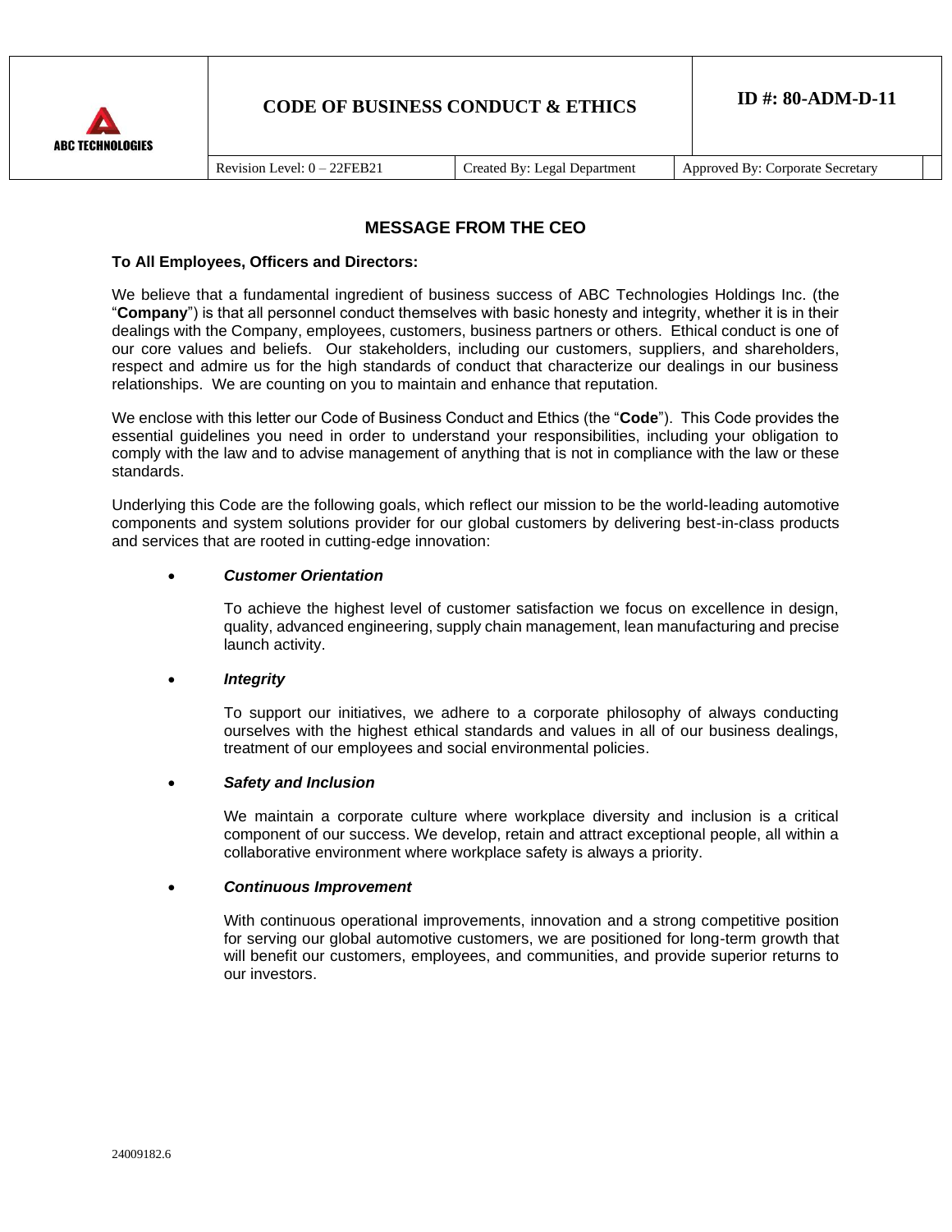| ABC TECHNOLOGIES | CODE OF BUSINESS CONDUCT & ETHICS | | ID #: 80-ADM-D-11 |
|---|---|---|---|
| | Revision Level: 0 – 22FEB21 | Created By: Legal Department | Approved By: Corporate Secretary |

## MESSAGE FROM THE CEO

**To All Employees, Officers and Directors:**

We believe that a fundamental ingredient of business success of ABC Technologies Holdings Inc. (the "**Company**") is that all personnel conduct themselves with basic honesty and integrity, whether it is in their dealings with the Company, employees, customers, business partners or others. Ethical conduct is one of our core values and beliefs. Our stakeholders, including our customers, suppliers, and shareholders, respect and admire us for the high standards of conduct that characterize our dealings in our business relationships. We are counting on you to maintain and enhance that reputation.

We enclose with this letter our Code of Business Conduct and Ethics (the "**Code**"). This Code provides the essential guidelines you need in order to understand your responsibilities, including your obligation to comply with the law and to advise management of anything that is not in compliance with the law or these standards.

Underlying this Code are the following goals, which reflect our mission to be the world-leading automotive components and system solutions provider for our global customers by delivering best-in-class products and services that are rooted in cutting-edge innovation:

- ***Customer Orientation***

  To achieve the highest level of customer satisfaction we focus on excellence in design, quality, advanced engineering, supply chain management, lean manufacturing and precise launch activity.

- ***Integrity***

  To support our initiatives, we adhere to a corporate philosophy of always conducting ourselves with the highest ethical standards and values in all of our business dealings, treatment of our employees and social environmental policies.

- ***Safety and Inclusion***

  We maintain a corporate culture where workplace diversity and inclusion is a critical component of our success. We develop, retain and attract exceptional people, all within a collaborative environment where workplace safety is always a priority.

- ***Continuous Improvement***

  With continuous operational improvements, innovation and a strong competitive position for serving our global automotive customers, we are positioned for long-term growth that will benefit our customers, employees, and communities, and provide superior returns to our investors.

24009182.6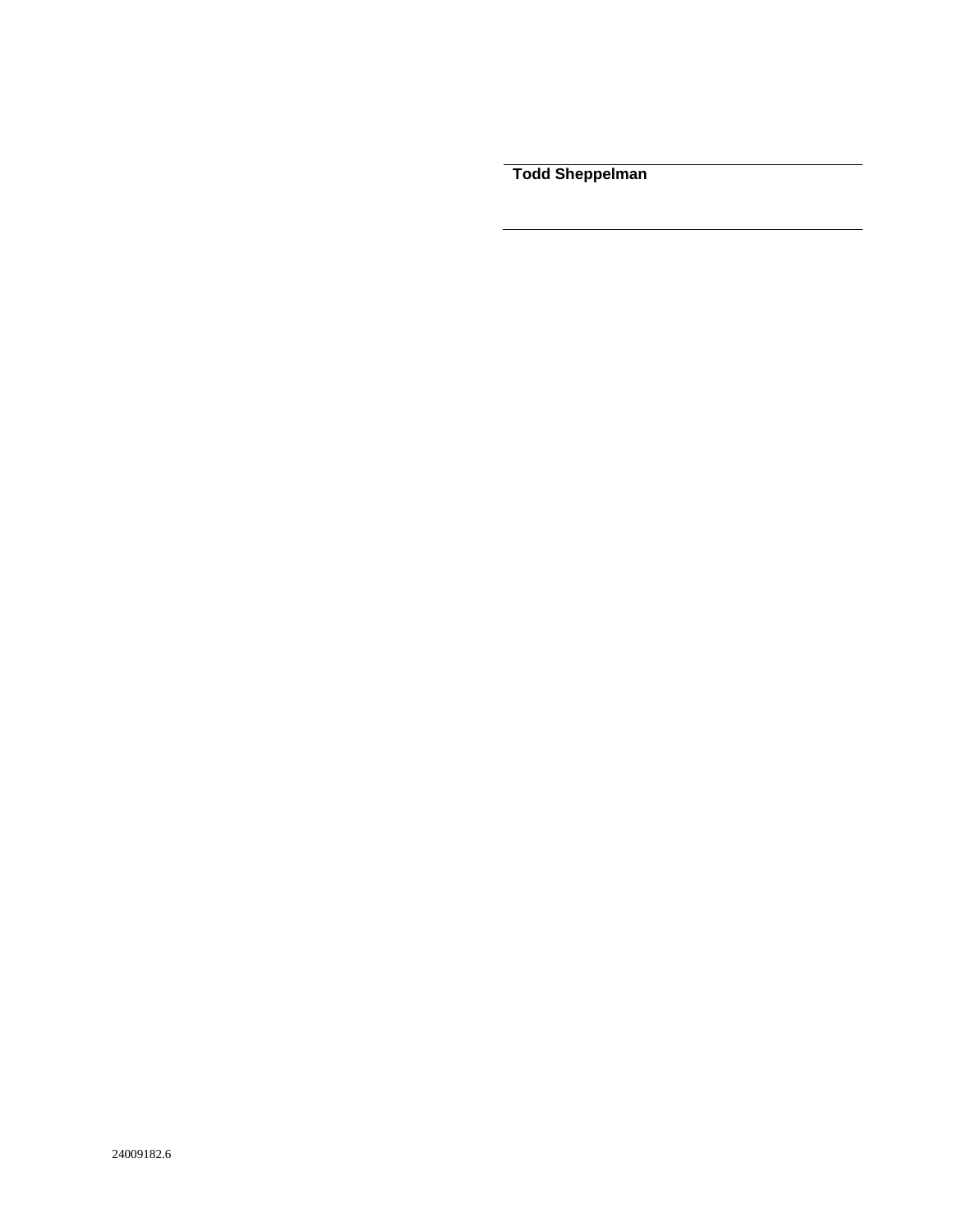---

**Todd Sheppelman**

---

24009182.6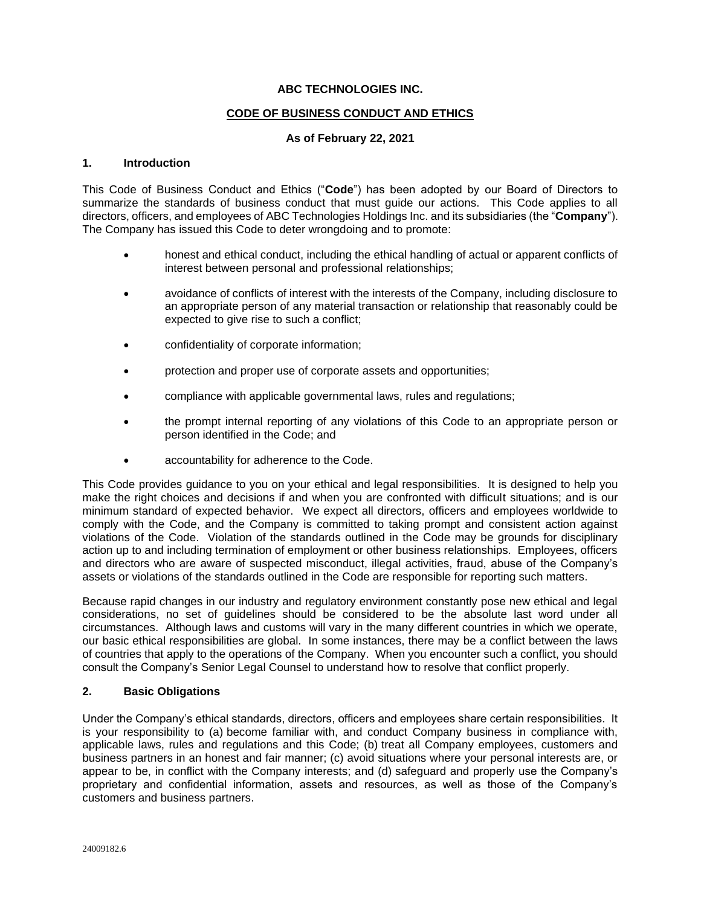**ABC TECHNOLOGIES INC.**

**CODE OF BUSINESS CONDUCT AND ETHICS**

**As of February 22, 2021**

## 1. Introduction

This Code of Business Conduct and Ethics ("**Code**") has been adopted by our Board of Directors to summarize the standards of business conduct that must guide our actions. This Code applies to all directors, officers, and employees of ABC Technologies Holdings Inc. and its subsidiaries (the "**Company**"). The Company has issued this Code to deter wrongdoing and to promote:

- honest and ethical conduct, including the ethical handling of actual or apparent conflicts of interest between personal and professional relationships;
- avoidance of conflicts of interest with the interests of the Company, including disclosure to an appropriate person of any material transaction or relationship that reasonably could be expected to give rise to such a conflict;
- confidentiality of corporate information;
- protection and proper use of corporate assets and opportunities;
- compliance with applicable governmental laws, rules and regulations;
- the prompt internal reporting of any violations of this Code to an appropriate person or person identified in the Code; and
- accountability for adherence to the Code.

This Code provides guidance to you on your ethical and legal responsibilities. It is designed to help you make the right choices and decisions if and when you are confronted with difficult situations; and is our minimum standard of expected behavior. We expect all directors, officers and employees worldwide to comply with the Code, and the Company is committed to taking prompt and consistent action against violations of the Code. Violation of the standards outlined in the Code may be grounds for disciplinary action up to and including termination of employment or other business relationships. Employees, officers and directors who are aware of suspected misconduct, illegal activities, fraud, abuse of the Company's assets or violations of the standards outlined in the Code are responsible for reporting such matters.

Because rapid changes in our industry and regulatory environment constantly pose new ethical and legal considerations, no set of guidelines should be considered to be the absolute last word under all circumstances. Although laws and customs will vary in the many different countries in which we operate, our basic ethical responsibilities are global. In some instances, there may be a conflict between the laws of countries that apply to the operations of the Company. When you encounter such a conflict, you should consult the Company's Senior Legal Counsel to understand how to resolve that conflict properly.

## 2. Basic Obligations

Under the Company's ethical standards, directors, officers and employees share certain responsibilities. It is your responsibility to (a) become familiar with, and conduct Company business in compliance with, applicable laws, rules and regulations and this Code; (b) treat all Company employees, customers and business partners in an honest and fair manner; (c) avoid situations where your personal interests are, or appear to be, in conflict with the Company interests; and (d) safeguard and properly use the Company's proprietary and confidential information, assets and resources, as well as those of the Company's customers and business partners.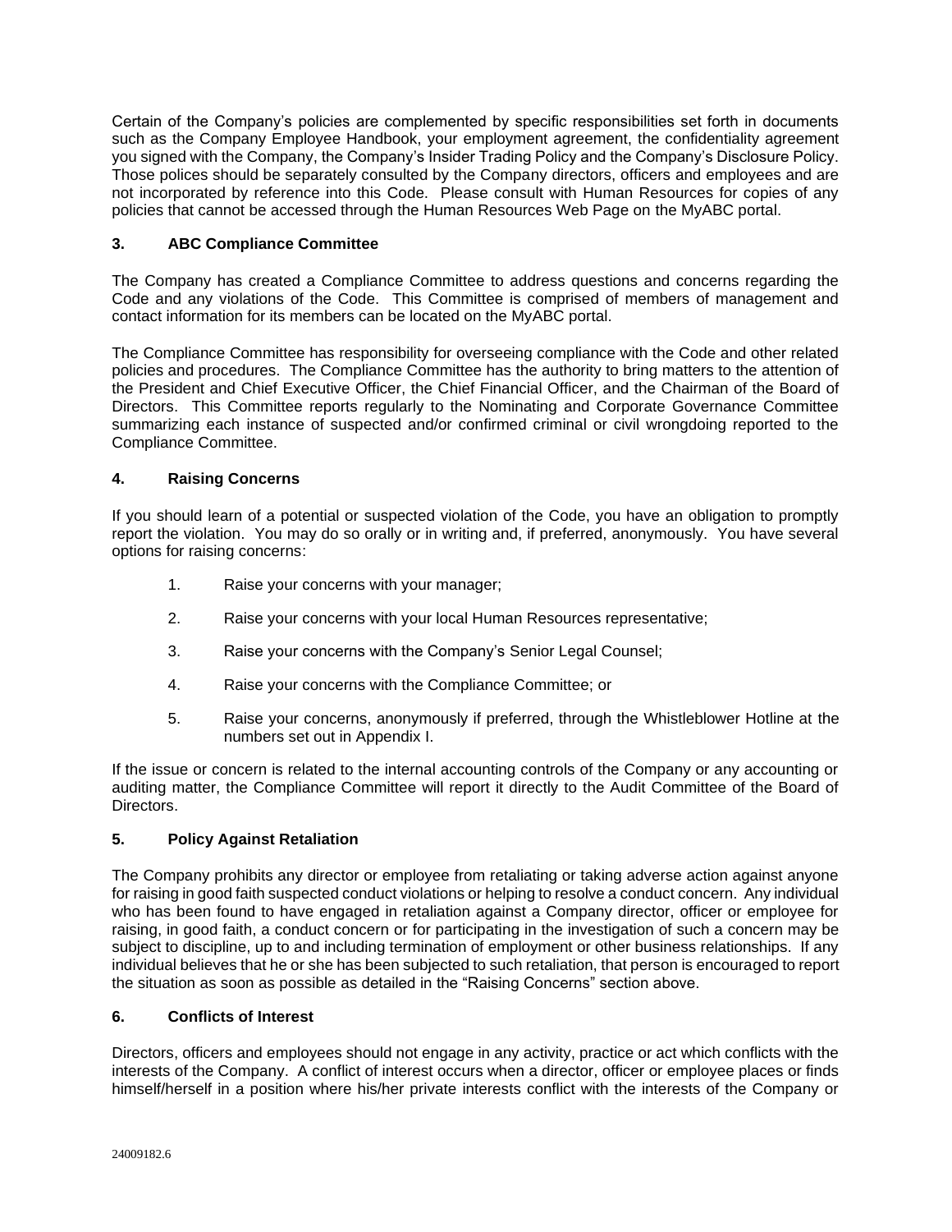Certain of the Company's policies are complemented by specific responsibilities set forth in documents such as the Company Employee Handbook, your employment agreement, the confidentiality agreement you signed with the Company, the Company's Insider Trading Policy and the Company's Disclosure Policy. Those polices should be separately consulted by the Company directors, officers and employees and are not incorporated by reference into this Code. Please consult with Human Resources for copies of any policies that cannot be accessed through the Human Resources Web Page on the MyABC portal.

### 3. ABC Compliance Committee

The Company has created a Compliance Committee to address questions and concerns regarding the Code and any violations of the Code. This Committee is comprised of members of management and contact information for its members can be located on the MyABC portal.

The Compliance Committee has responsibility for overseeing compliance with the Code and other related policies and procedures. The Compliance Committee has the authority to bring matters to the attention of the President and Chief Executive Officer, the Chief Financial Officer, and the Chairman of the Board of Directors. This Committee reports regularly to the Nominating and Corporate Governance Committee summarizing each instance of suspected and/or confirmed criminal or civil wrongdoing reported to the Compliance Committee.

### 4. Raising Concerns

If you should learn of a potential or suspected violation of the Code, you have an obligation to promptly report the violation. You may do so orally or in writing and, if preferred, anonymously. You have several options for raising concerns:

1. Raise your concerns with your manager;
2. Raise your concerns with your local Human Resources representative;
3. Raise your concerns with the Company's Senior Legal Counsel;
4. Raise your concerns with the Compliance Committee; or
5. Raise your concerns, anonymously if preferred, through the Whistleblower Hotline at the numbers set out in Appendix I.

If the issue or concern is related to the internal accounting controls of the Company or any accounting or auditing matter, the Compliance Committee will report it directly to the Audit Committee of the Board of Directors.

### 5. Policy Against Retaliation

The Company prohibits any director or employee from retaliating or taking adverse action against anyone for raising in good faith suspected conduct violations or helping to resolve a conduct concern. Any individual who has been found to have engaged in retaliation against a Company director, officer or employee for raising, in good faith, a conduct concern or for participating in the investigation of such a concern may be subject to discipline, up to and including termination of employment or other business relationships. If any individual believes that he or she has been subjected to such retaliation, that person is encouraged to report the situation as soon as possible as detailed in the "Raising Concerns" section above.

### 6. Conflicts of Interest

Directors, officers and employees should not engage in any activity, practice or act which conflicts with the interests of the Company. A conflict of interest occurs when a director, officer or employee places or finds himself/herself in a position where his/her private interests conflict with the interests of the Company or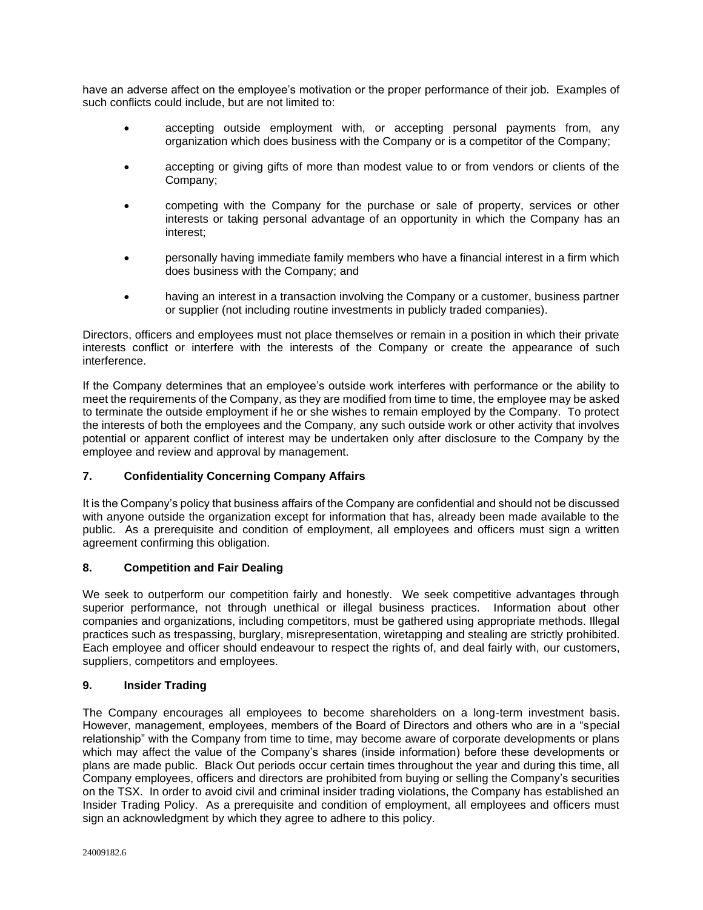have an adverse affect on the employee's motivation or the proper performance of their job. Examples of such conflicts could include, but are not limited to:

- accepting outside employment with, or accepting personal payments from, any organization which does business with the Company or is a competitor of the Company;
- accepting or giving gifts of more than modest value to or from vendors or clients of the Company;
- competing with the Company for the purchase or sale of property, services or other interests or taking personal advantage of an opportunity in which the Company has an interest;
- personally having immediate family members who have a financial interest in a firm which does business with the Company; and
- having an interest in a transaction involving the Company or a customer, business partner or supplier (not including routine investments in publicly traded companies).

Directors, officers and employees must not place themselves or remain in a position in which their private interests conflict or interfere with the interests of the Company or create the appearance of such interference.

If the Company determines that an employee's outside work interferes with performance or the ability to meet the requirements of the Company, as they are modified from time to time, the employee may be asked to terminate the outside employment if he or she wishes to remain employed by the Company. To protect the interests of both the employees and the Company, any such outside work or other activity that involves potential or apparent conflict of interest may be undertaken only after disclosure to the Company by the employee and review and approval by management.

## 7. Confidentiality Concerning Company Affairs

It is the Company's policy that business affairs of the Company are confidential and should not be discussed with anyone outside the organization except for information that has, already been made available to the public. As a prerequisite and condition of employment, all employees and officers must sign a written agreement confirming this obligation.

## 8. Competition and Fair Dealing

We seek to outperform our competition fairly and honestly. We seek competitive advantages through superior performance, not through unethical or illegal business practices. Information about other companies and organizations, including competitors, must be gathered using appropriate methods. Illegal practices such as trespassing, burglary, misrepresentation, wiretapping and stealing are strictly prohibited. Each employee and officer should endeavour to respect the rights of, and deal fairly with, our customers, suppliers, competitors and employees.

## 9. Insider Trading

The Company encourages all employees to become shareholders on a long-term investment basis. However, management, employees, members of the Board of Directors and others who are in a "special relationship" with the Company from time to time, may become aware of corporate developments or plans which may affect the value of the Company's shares (inside information) before these developments or plans are made public. Black Out periods occur certain times throughout the year and during this time, all Company employees, officers and directors are prohibited from buying or selling the Company's securities on the TSX. In order to avoid civil and criminal insider trading violations, the Company has established an Insider Trading Policy. As a prerequisite and condition of employment, all employees and officers must sign an acknowledgment by which they agree to adhere to this policy.

24009182.6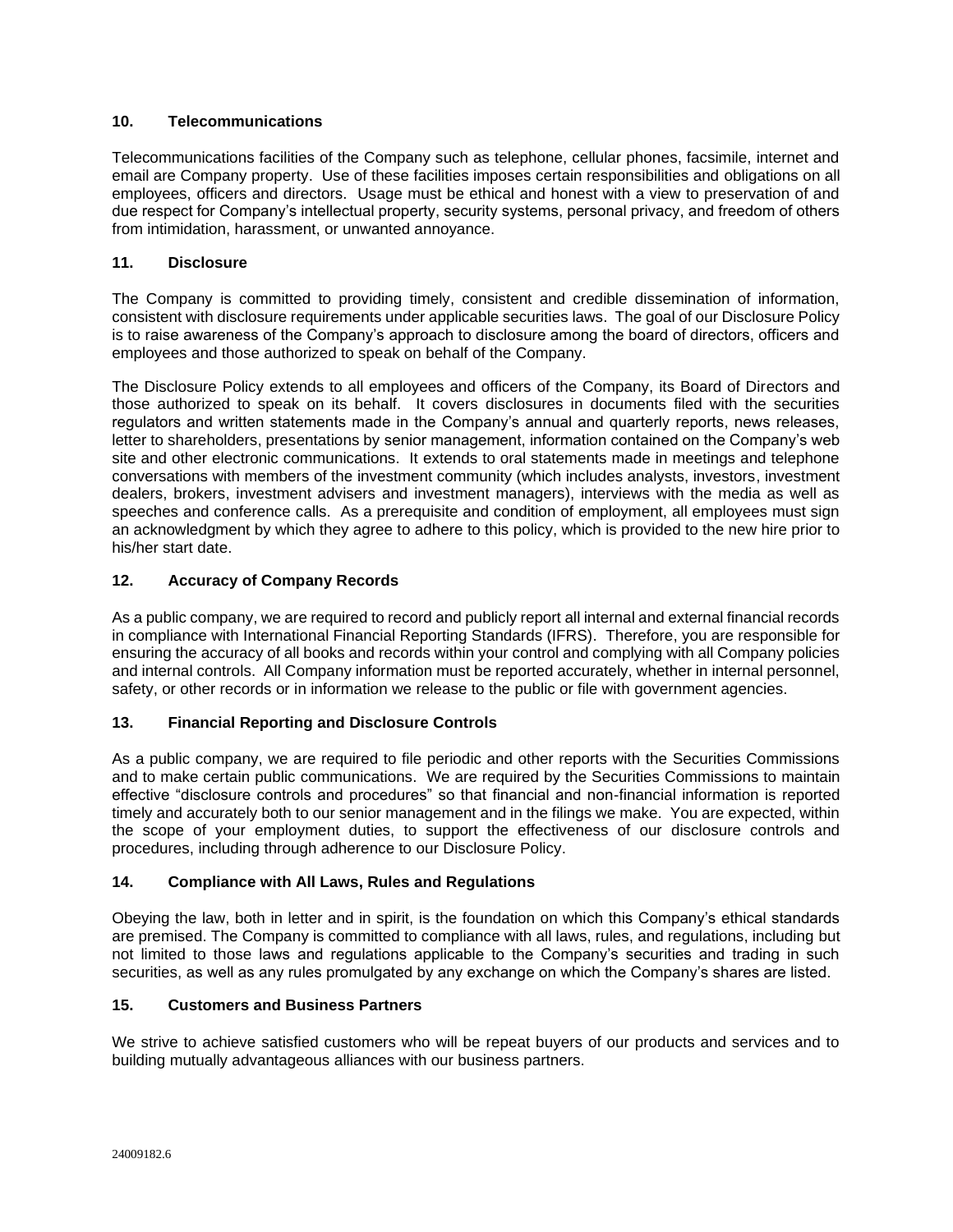## 10. Telecommunications

Telecommunications facilities of the Company such as telephone, cellular phones, facsimile, internet and email are Company property. Use of these facilities imposes certain responsibilities and obligations on all employees, officers and directors. Usage must be ethical and honest with a view to preservation of and due respect for Company's intellectual property, security systems, personal privacy, and freedom of others from intimidation, harassment, or unwanted annoyance.

## 11. Disclosure

The Company is committed to providing timely, consistent and credible dissemination of information, consistent with disclosure requirements under applicable securities laws. The goal of our Disclosure Policy is to raise awareness of the Company's approach to disclosure among the board of directors, officers and employees and those authorized to speak on behalf of the Company.

The Disclosure Policy extends to all employees and officers of the Company, its Board of Directors and those authorized to speak on its behalf. It covers disclosures in documents filed with the securities regulators and written statements made in the Company's annual and quarterly reports, news releases, letter to shareholders, presentations by senior management, information contained on the Company's web site and other electronic communications. It extends to oral statements made in meetings and telephone conversations with members of the investment community (which includes analysts, investors, investment dealers, brokers, investment advisers and investment managers), interviews with the media as well as speeches and conference calls. As a prerequisite and condition of employment, all employees must sign an acknowledgment by which they agree to adhere to this policy, which is provided to the new hire prior to his/her start date.

## 12. Accuracy of Company Records

As a public company, we are required to record and publicly report all internal and external financial records in compliance with International Financial Reporting Standards (IFRS). Therefore, you are responsible for ensuring the accuracy of all books and records within your control and complying with all Company policies and internal controls. All Company information must be reported accurately, whether in internal personnel, safety, or other records or in information we release to the public or file with government agencies.

## 13. Financial Reporting and Disclosure Controls

As a public company, we are required to file periodic and other reports with the Securities Commissions and to make certain public communications. We are required by the Securities Commissions to maintain effective "disclosure controls and procedures" so that financial and non-financial information is reported timely and accurately both to our senior management and in the filings we make. You are expected, within the scope of your employment duties, to support the effectiveness of our disclosure controls and procedures, including through adherence to our Disclosure Policy.

## 14. Compliance with All Laws, Rules and Regulations

Obeying the law, both in letter and in spirit, is the foundation on which this Company's ethical standards are premised. The Company is committed to compliance with all laws, rules, and regulations, including but not limited to those laws and regulations applicable to the Company's securities and trading in such securities, as well as any rules promulgated by any exchange on which the Company's shares are listed.

## 15. Customers and Business Partners

We strive to achieve satisfied customers who will be repeat buyers of our products and services and to building mutually advantageous alliances with our business partners.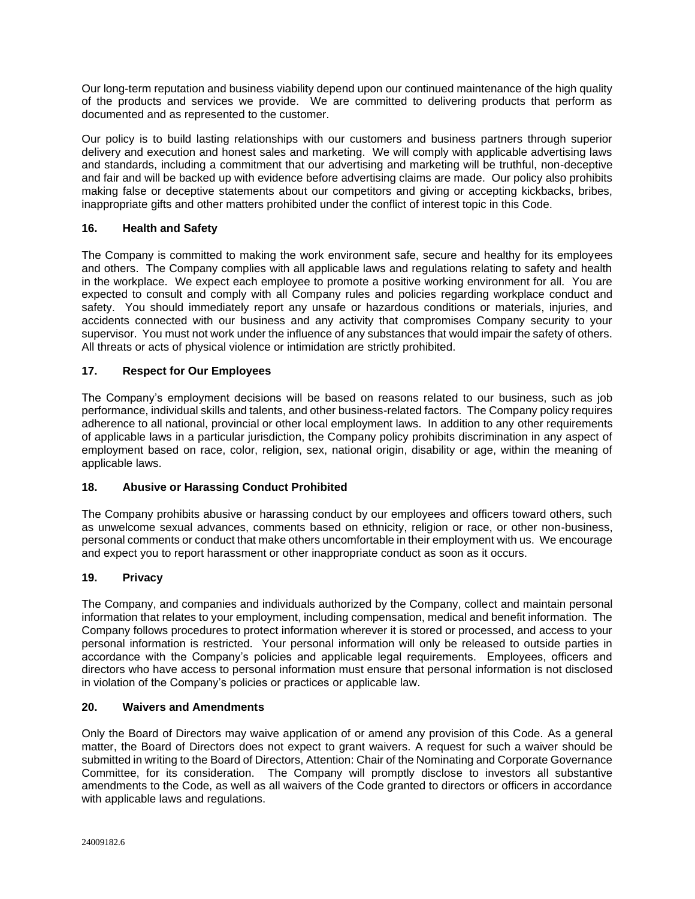Our long-term reputation and business viability depend upon our continued maintenance of the high quality of the products and services we provide. We are committed to delivering products that perform as documented and as represented to the customer.

Our policy is to build lasting relationships with our customers and business partners through superior delivery and execution and honest sales and marketing. We will comply with applicable advertising laws and standards, including a commitment that our advertising and marketing will be truthful, non-deceptive and fair and will be backed up with evidence before advertising claims are made. Our policy also prohibits making false or deceptive statements about our competitors and giving or accepting kickbacks, bribes, inappropriate gifts and other matters prohibited under the conflict of interest topic in this Code.

### 16. Health and Safety

The Company is committed to making the work environment safe, secure and healthy for its employees and others. The Company complies with all applicable laws and regulations relating to safety and health in the workplace. We expect each employee to promote a positive working environment for all. You are expected to consult and comply with all Company rules and policies regarding workplace conduct and safety. You should immediately report any unsafe or hazardous conditions or materials, injuries, and accidents connected with our business and any activity that compromises Company security to your supervisor. You must not work under the influence of any substances that would impair the safety of others. All threats or acts of physical violence or intimidation are strictly prohibited.

### 17. Respect for Our Employees

The Company's employment decisions will be based on reasons related to our business, such as job performance, individual skills and talents, and other business-related factors. The Company policy requires adherence to all national, provincial or other local employment laws. In addition to any other requirements of applicable laws in a particular jurisdiction, the Company policy prohibits discrimination in any aspect of employment based on race, color, religion, sex, national origin, disability or age, within the meaning of applicable laws.

### 18. Abusive or Harassing Conduct Prohibited

The Company prohibits abusive or harassing conduct by our employees and officers toward others, such as unwelcome sexual advances, comments based on ethnicity, religion or race, or other non-business, personal comments or conduct that make others uncomfortable in their employment with us. We encourage and expect you to report harassment or other inappropriate conduct as soon as it occurs.

### 19. Privacy

The Company, and companies and individuals authorized by the Company, collect and maintain personal information that relates to your employment, including compensation, medical and benefit information. The Company follows procedures to protect information wherever it is stored or processed, and access to your personal information is restricted. Your personal information will only be released to outside parties in accordance with the Company's policies and applicable legal requirements. Employees, officers and directors who have access to personal information must ensure that personal information is not disclosed in violation of the Company's policies or practices or applicable law.

### 20. Waivers and Amendments

Only the Board of Directors may waive application of or amend any provision of this Code. As a general matter, the Board of Directors does not expect to grant waivers. A request for such a waiver should be submitted in writing to the Board of Directors, Attention: Chair of the Nominating and Corporate Governance Committee, for its consideration. The Company will promptly disclose to investors all substantive amendments to the Code, as well as all waivers of the Code granted to directors or officers in accordance with applicable laws and regulations.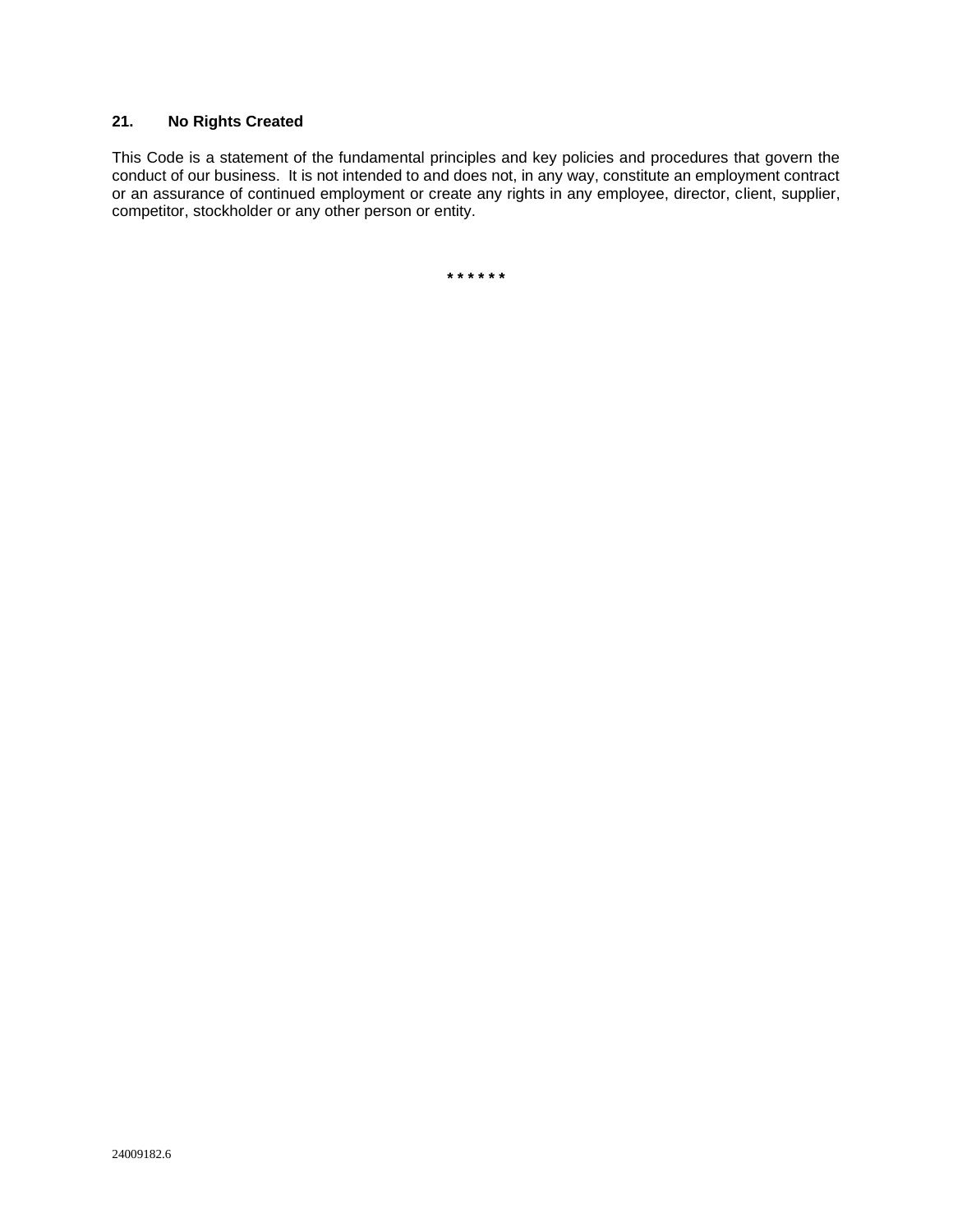## 21. No Rights Created

This Code is a statement of the fundamental principles and key policies and procedures that govern the conduct of our business. It is not intended to and does not, in any way, constitute an employment contract or an assurance of continued employment or create any rights in any employee, director, client, supplier, competitor, stockholder or any other person or entity.

\* \* \* \* \* \*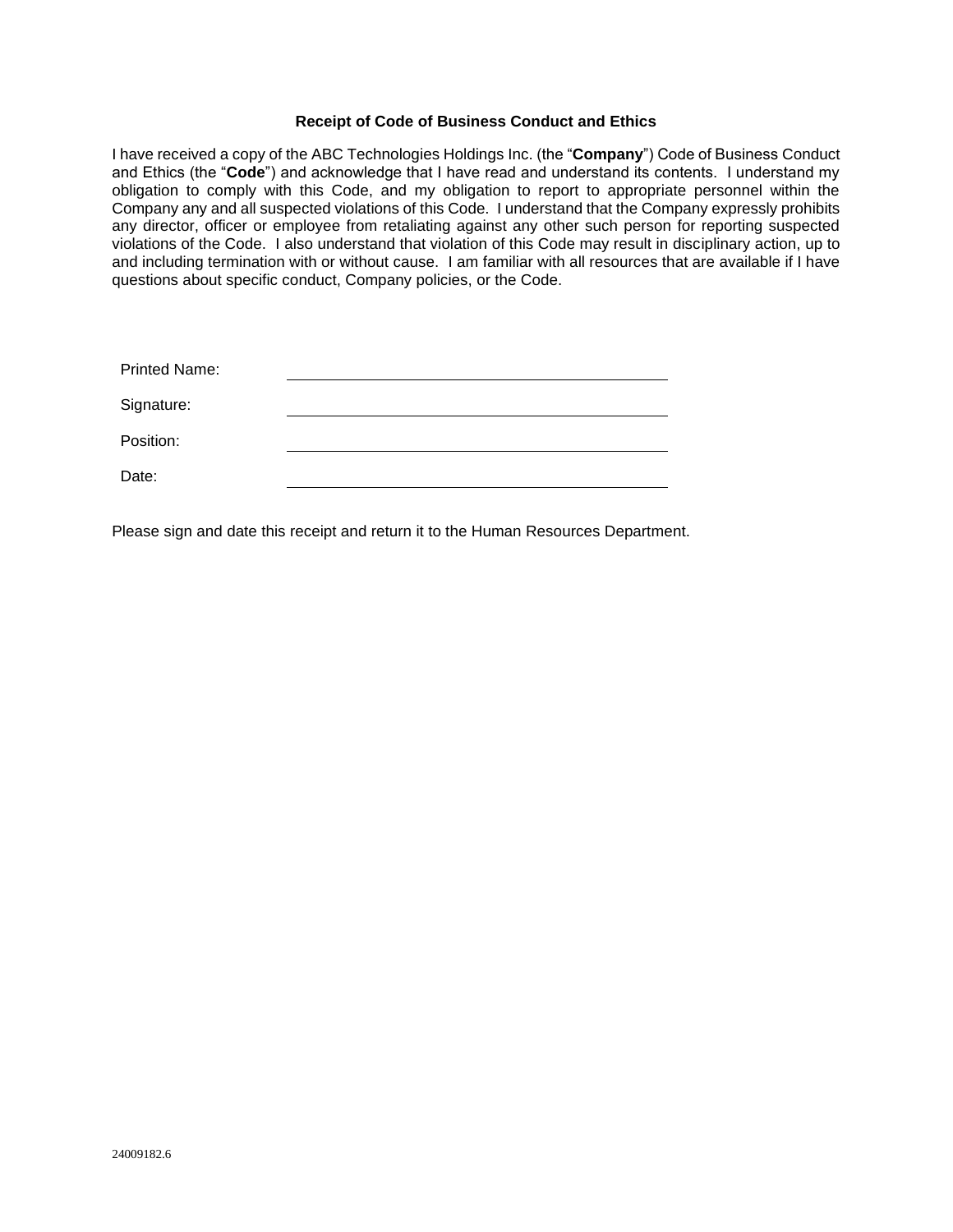**Receipt of Code of Business Conduct and Ethics**

I have received a copy of the ABC Technologies Holdings Inc. (the "**Company**") Code of Business Conduct and Ethics (the "**Code**") and acknowledge that I have read and understand its contents. I understand my obligation to comply with this Code, and my obligation to report to appropriate personnel within the Company any and all suspected violations of this Code. I understand that the Company expressly prohibits any director, officer or employee from retaliating against any other such person for reporting suspected violations of the Code. I also understand that violation of this Code may result in disciplinary action, up to and including termination with or without cause. I am familiar with all resources that are available if I have questions about specific conduct, Company policies, or the Code.

Printed Name: \_\_\_\_\_\_\_\_\_\_\_\_\_\_\_\_\_\_\_\_\_\_\_\_\_\_\_\_\_\_\_\_\_\_\_\_\_\_\_\_

Signature: \_\_\_\_\_\_\_\_\_\_\_\_\_\_\_\_\_\_\_\_\_\_\_\_\_\_\_\_\_\_\_\_\_\_\_\_\_\_\_\_

Position: \_\_\_\_\_\_\_\_\_\_\_\_\_\_\_\_\_\_\_\_\_\_\_\_\_\_\_\_\_\_\_\_\_\_\_\_\_\_\_\_

Date: \_\_\_\_\_\_\_\_\_\_\_\_\_\_\_\_\_\_\_\_\_\_\_\_\_\_\_\_\_\_\_\_\_\_\_\_\_\_\_\_

Please sign and date this receipt and return it to the Human Resources Department.

24009182.6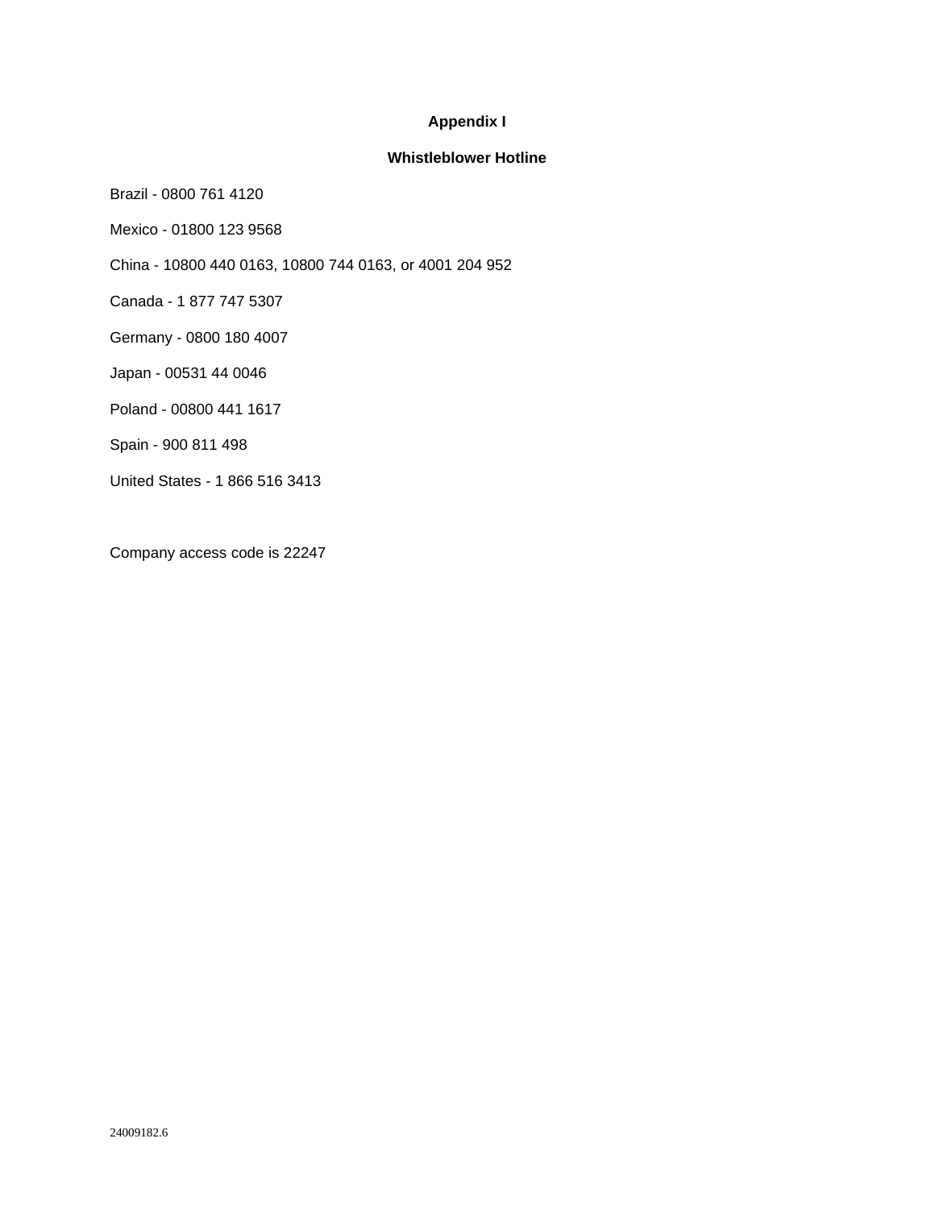# Appendix I

## Whistleblower Hotline

Brazil - 0800 761 4120

Mexico - 01800 123 9568

China - 10800 440 0163, 10800 744 0163, or 4001 204 952

Canada - 1 877 747 5307

Germany - 0800 180 4007

Japan - 00531 44 0046

Poland - 00800 441 1617

Spain - 900 811 498

United States - 1 866 516 3413

Company access code is 22247